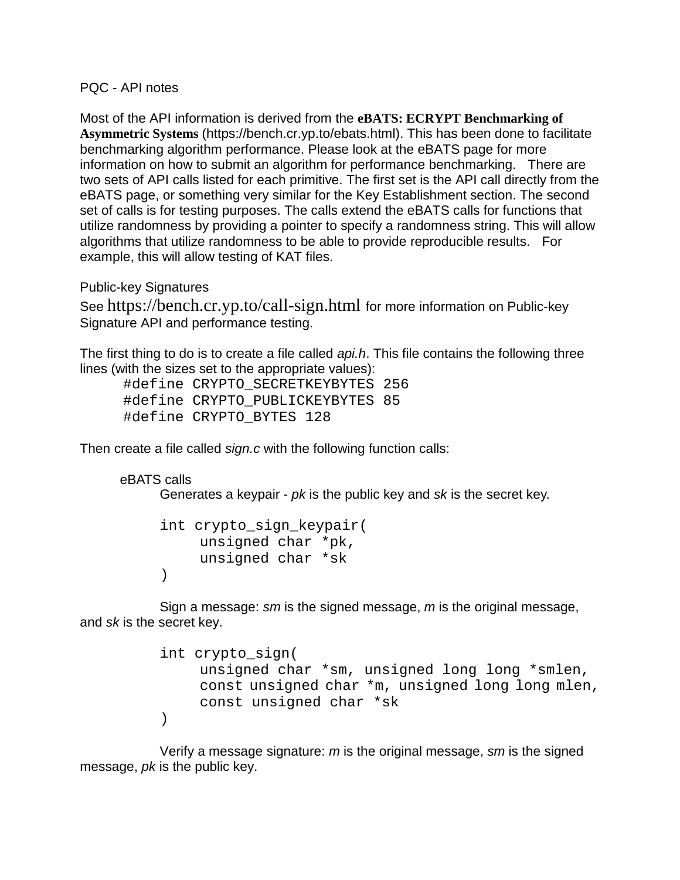PQC - API notes

Most of the API information is derived from the **eBATS: ECRYPT Benchmarking of Asymmetric Systems** (https://bench.cr.yp.to/ebats.html). This has been done to facilitate benchmarking algorithm performance. Please look at the eBATS page for more information on how to submit an algorithm for performance benchmarking. There are two sets of API calls listed for each primitive. The first set is the API call directly from the eBATS page, or something very similar for the Key Establishment section. The second set of calls is for testing purposes. The calls extend the eBATS calls for functions that utilize randomness by providing a pointer to specify a randomness string. This will allow algorithms that utilize randomness to be able to provide reproducible results. For example, this will allow testing of KAT files.

Public-key Signatures

See https://bench.cr.yp.to/call-sign.html for more information on Public-key Signature API and performance testing.

The first thing to do is to create a file called *api.h*. This file contains the following three lines (with the sizes set to the appropriate values):

```
#define CRYPTO_SECRETKEYBYTES 256
#define CRYPTO_PUBLICKEYBYTES 85
#define CRYPTO_BYTES 128
```

Then create a file called *sign.c* with the following function calls:

eBATS calls

Generates a keypair - *pk* is the public key and *sk* is the secret key.

```
int crypto_sign_keypair(
     unsigned char *pk,
     unsigned char *sk
)
```

Sign a message: *sm* is the signed message, *m* is the original message, and *sk* is the secret key.

```
int crypto_sign(
     unsigned char *sm, unsigned long long *smlen,
     const unsigned char *m, unsigned long long mlen,
     const unsigned char *sk
)
```

Verify a message signature: *m* is the original message, *sm* is the signed message, *pk* is the public key.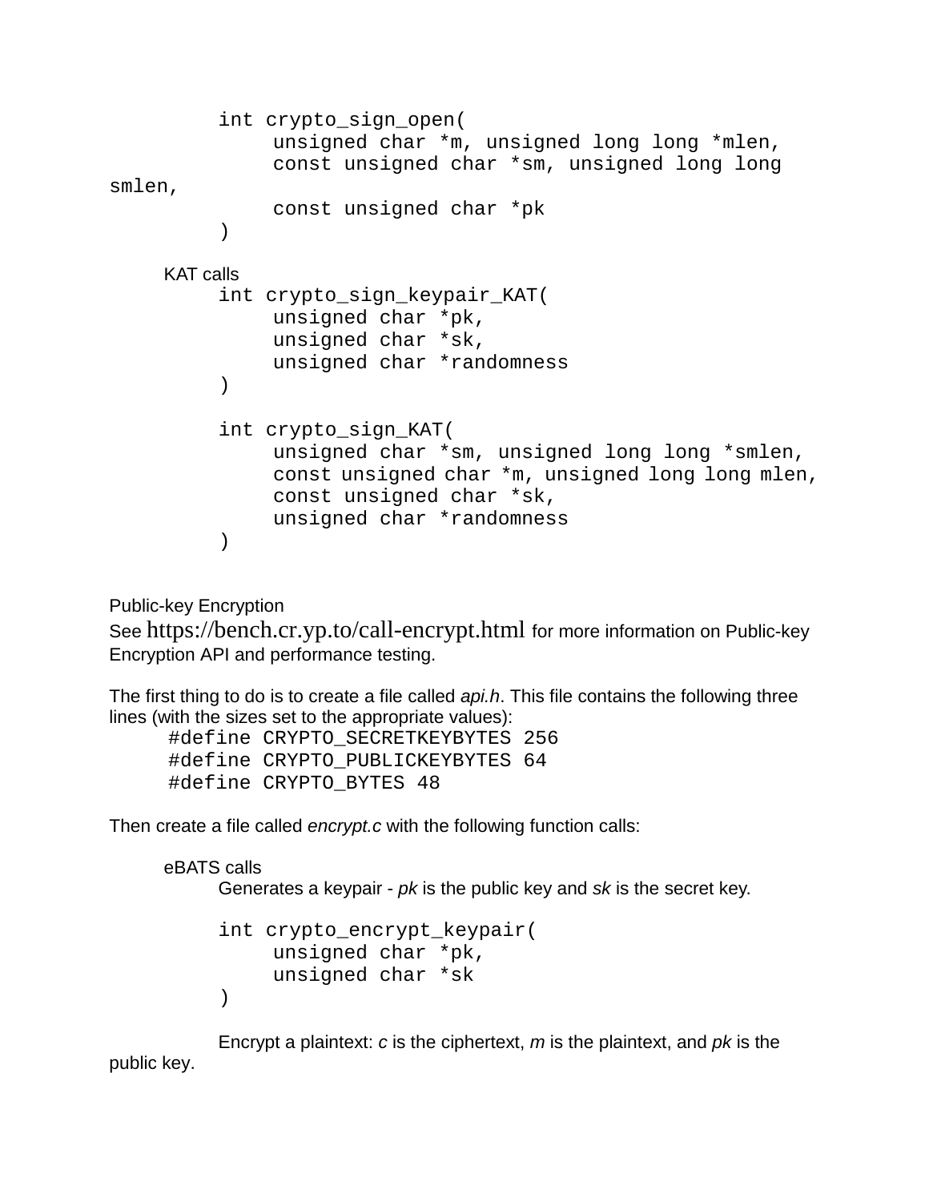```
int crypto_sign_open(
     unsigned char *m, unsigned long long *mlen,
     const unsigned char *sm, unsigned long long smlen,
     const unsigned char *pk
)
```

KAT calls

```
int crypto_sign_keypair_KAT(
     unsigned char *pk,
     unsigned char *sk,
     unsigned char *randomness
)

int crypto_sign_KAT(
     unsigned char *sm, unsigned long long *smlen,
     const unsigned char *m, unsigned long long mlen,
     const unsigned char *sk,
     unsigned char *randomness
)
```

Public-key Encryption

See https://bench.cr.yp.to/call-encrypt.html for more information on Public-key Encryption API and performance testing.

The first thing to do is to create a file called *api.h*. This file contains the following three lines (with the sizes set to the appropriate values):

```
#define CRYPTO_SECRETKEYBYTES 256
#define CRYPTO_PUBLICKEYBYTES 64
#define CRYPTO_BYTES 48
```

Then create a file called *encrypt.c* with the following function calls:

eBATS calls

Generates a keypair - *pk* is the public key and *sk* is the secret key.

```
int crypto_encrypt_keypair(
     unsigned char *pk,
     unsigned char *sk
)
```

Encrypt a plaintext: *c* is the ciphertext, *m* is the plaintext, and *pk* is the public key.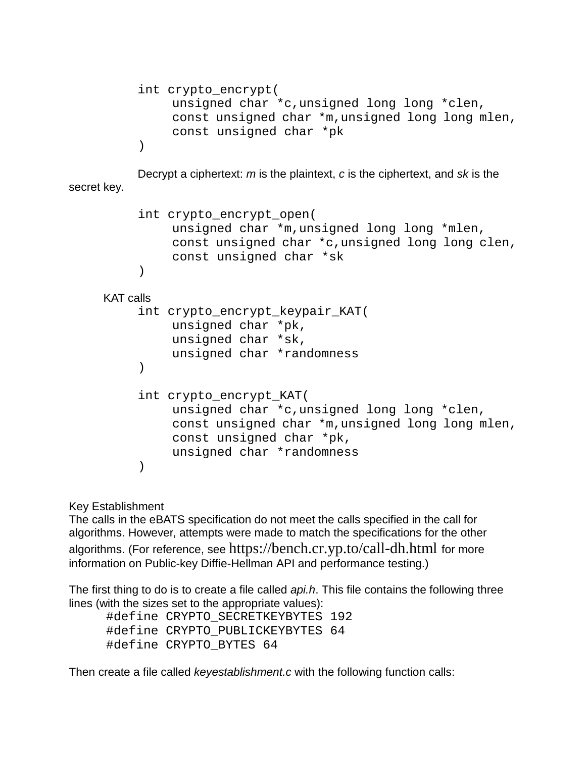```
int crypto_encrypt(
     unsigned char *c,unsigned long long *clen,
     const unsigned char *m,unsigned long long mlen,
     const unsigned char *pk
)
```

Decrypt a ciphertext: *m* is the plaintext, *c* is the ciphertext, and *sk* is the secret key.

```
int crypto_encrypt_open(
     unsigned char *m,unsigned long long *mlen,
     const unsigned char *c,unsigned long long clen,
     const unsigned char *sk
)
```

KAT calls

```
int crypto_encrypt_keypair_KAT(
     unsigned char *pk,
     unsigned char *sk,
     unsigned char *randomness
)

int crypto_encrypt_KAT(
     unsigned char *c,unsigned long long *clen,
     const unsigned char *m,unsigned long long mlen,
     const unsigned char *pk,
     unsigned char *randomness
)
```

Key Establishment

The calls in the eBATS specification do not meet the calls specified in the call for algorithms. However, attempts were made to match the specifications for the other algorithms. (For reference, see https://bench.cr.yp.to/call-dh.html for more information on Public-key Diffie-Hellman API and performance testing.)

The first thing to do is to create a file called *api.h*. This file contains the following three lines (with the sizes set to the appropriate values):

```
#define CRYPTO_SECRETKEYBYTES 192
#define CRYPTO_PUBLICKEYBYTES 64
#define CRYPTO_BYTES 64
```

Then create a file called *keyestablishment.c* with the following function calls: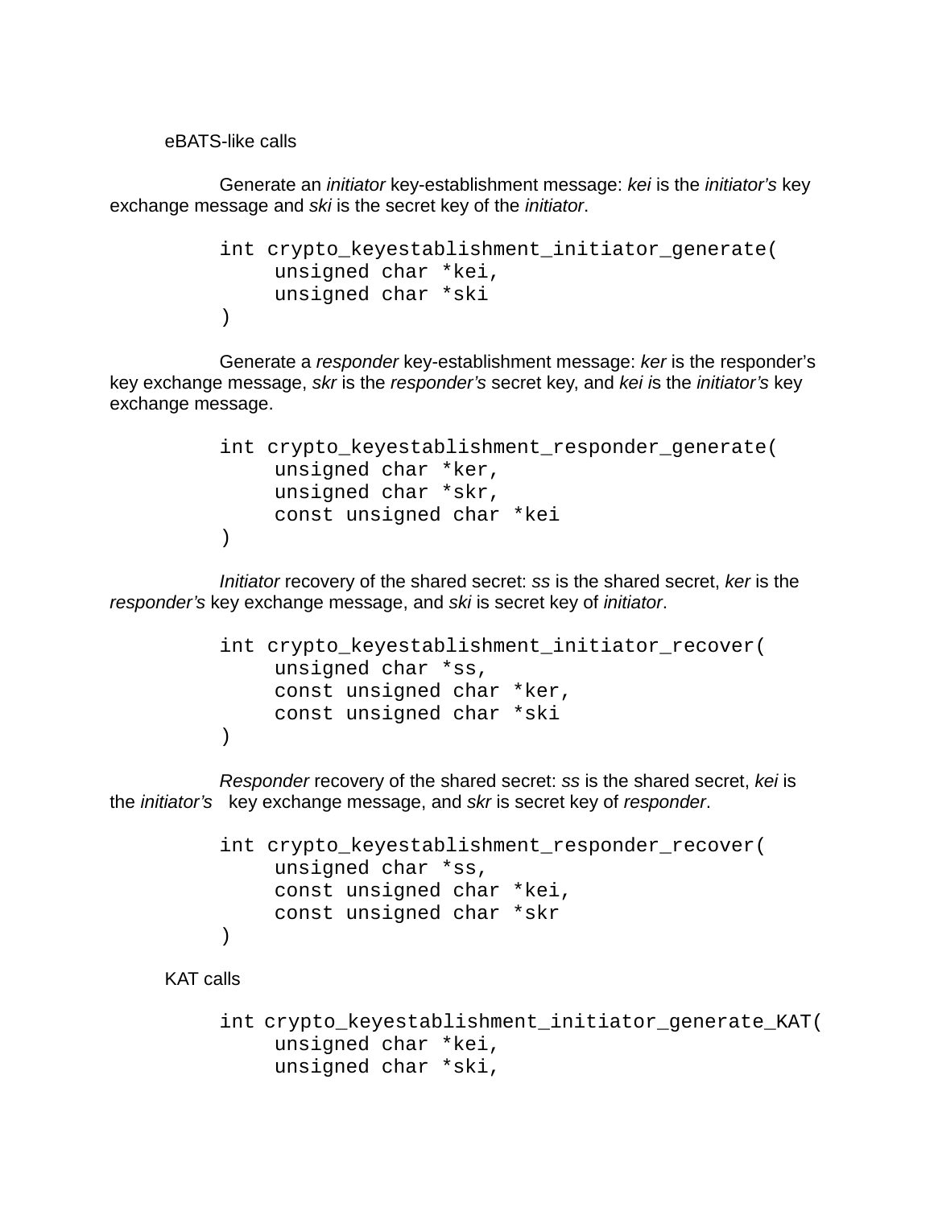eBATS-like calls

Generate an *initiator* key-establishment message: *kei* is the *initiator's* key exchange message and *ski* is the secret key of the *initiator*.

```
int crypto_keyestablishment_initiator_generate(
     unsigned char *kei,
     unsigned char *ski
)
```

Generate a *responder* key-establishment message: *ker* is the responder's key exchange message, *skr* is the *responder's* secret key, and *kei i*s the *initiator's* key exchange message.

```
int crypto_keyestablishment_responder_generate(
     unsigned char *ker,
     unsigned char *skr,
     const unsigned char *kei
)
```

*Initiator* recovery of the shared secret: *ss* is the shared secret, *ker* is the *responder's* key exchange message, and *ski* is secret key of *initiator*.

```
int crypto_keyestablishment_initiator_recover(
     unsigned char *ss,
     const unsigned char *ker,
     const unsigned char *ski
)
```

*Responder* recovery of the shared secret: *ss* is the shared secret, *kei* is the *initiator's* key exchange message, and *skr* is secret key of *responder*.

```
int crypto_keyestablishment_responder_recover(
     unsigned char *ss,
     const unsigned char *kei,
     const unsigned char *skr
)
```

KAT calls

```
int crypto_keyestablishment_initiator_generate_KAT(
     unsigned char *kei,
     unsigned char *ski,
```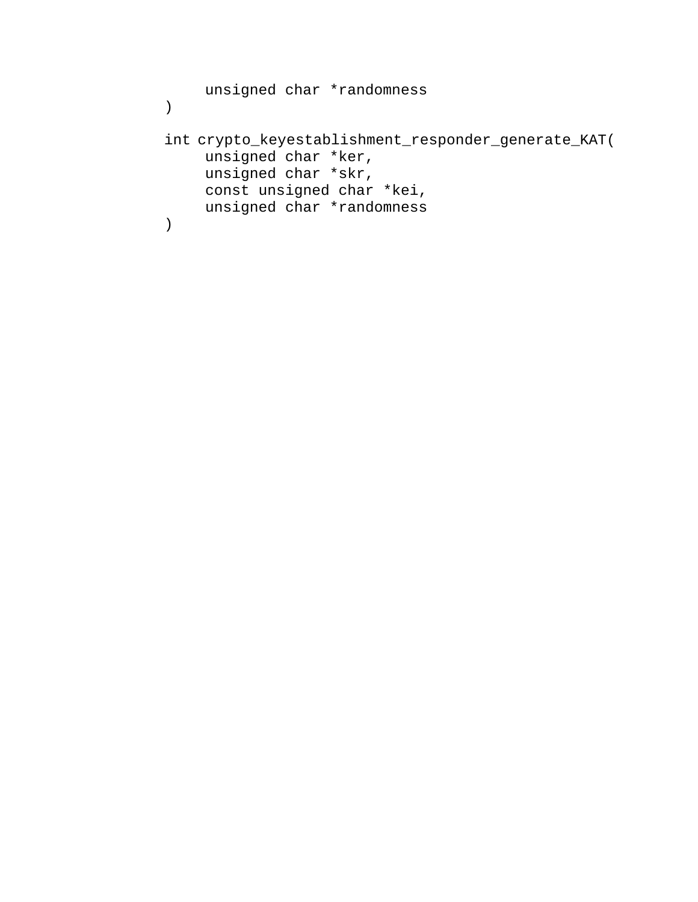```
     unsigned char *randomness
)

int crypto_keyestablishment_responder_generate_KAT(
     unsigned char *ker,
     unsigned char *skr,
     const unsigned char *kei,
     unsigned char *randomness
)
```